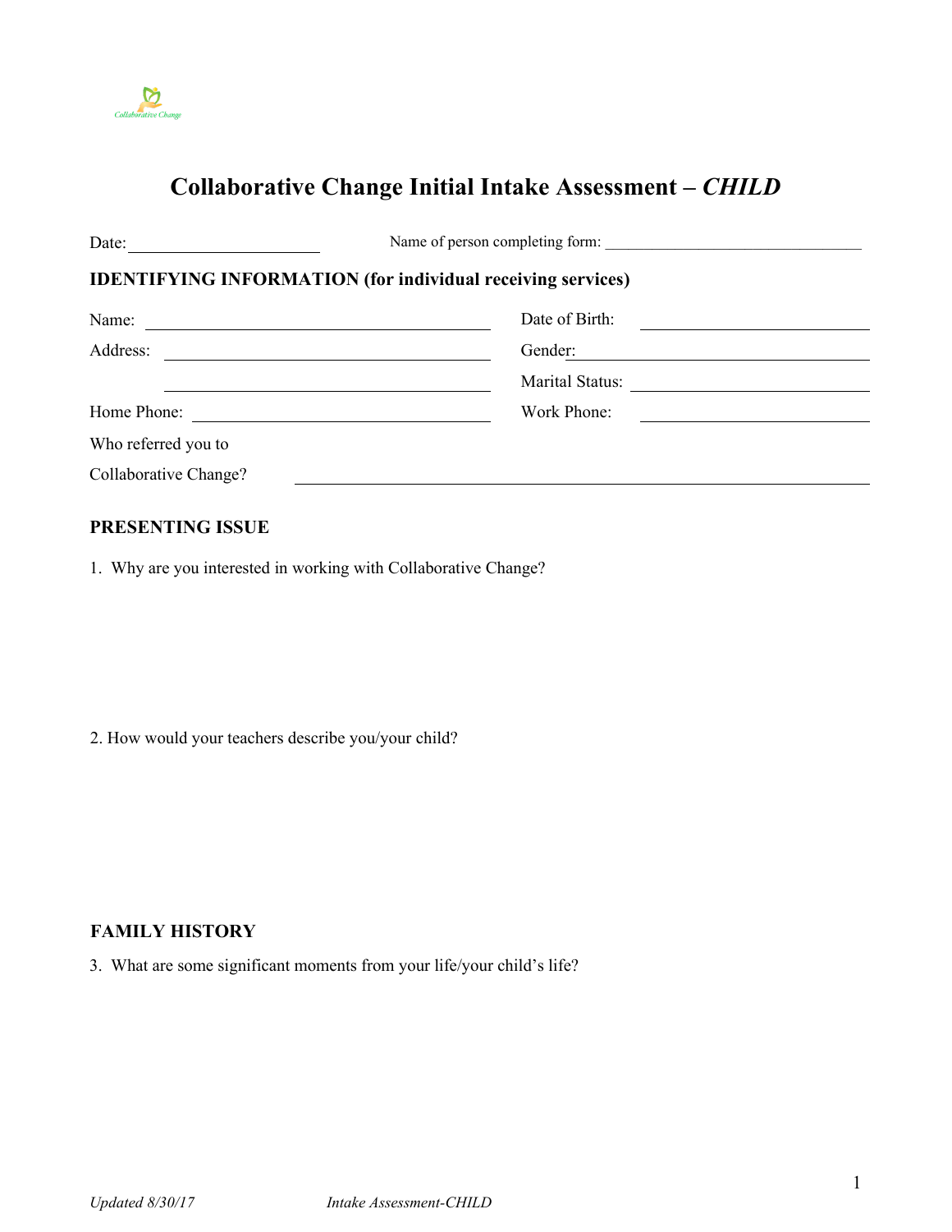# Collaborative Change Initial Intake Assessment – *CHILD*

Date: ______________________ Name of person completing form: ______________________________

## IDENTIFYING INFORMATION (for individual receiving services)

Name: ______________________________ Date of Birth: ______________________

Address: ______________________________ Gender: ______________________

______________________________ Marital Status: ______________________

Home Phone: ______________________________ Work Phone: ______________________

Who referred you to Collaborative Change? ______________________________________________

## PRESENTING ISSUE

1. Why are you interested in working with Collaborative Change?

2. How would your teachers describe you/your child?

## FAMILY HISTORY

3. What are some significant moments from your life/your child's life?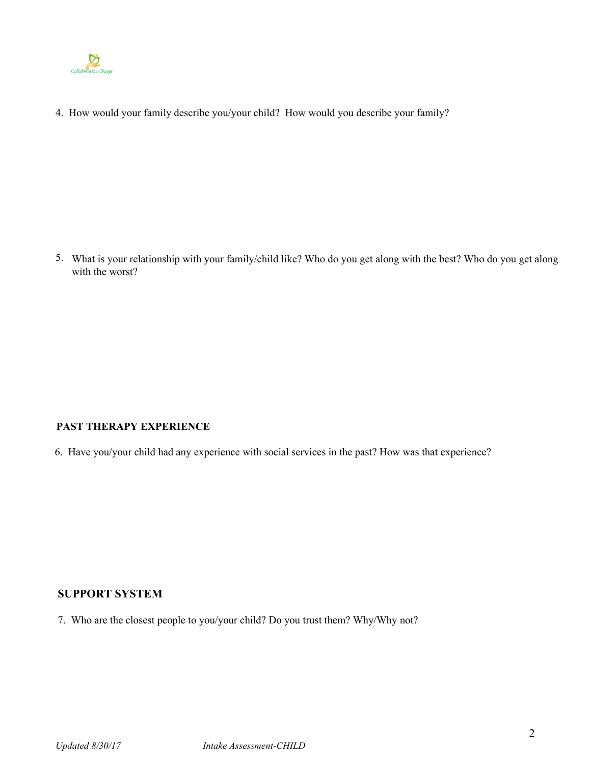4. How would your family describe you/your child? How would you describe your family?

5. What is your relationship with your family/child like? Who do you get along with the best? Who do you get along with the worst?

**PAST THERAPY EXPERIENCE**

6. Have you/your child had any experience with social services in the past? How was that experience?

**SUPPORT SYSTEM**

7. Who are the closest people to you/your child? Do you trust them? Why/Why not?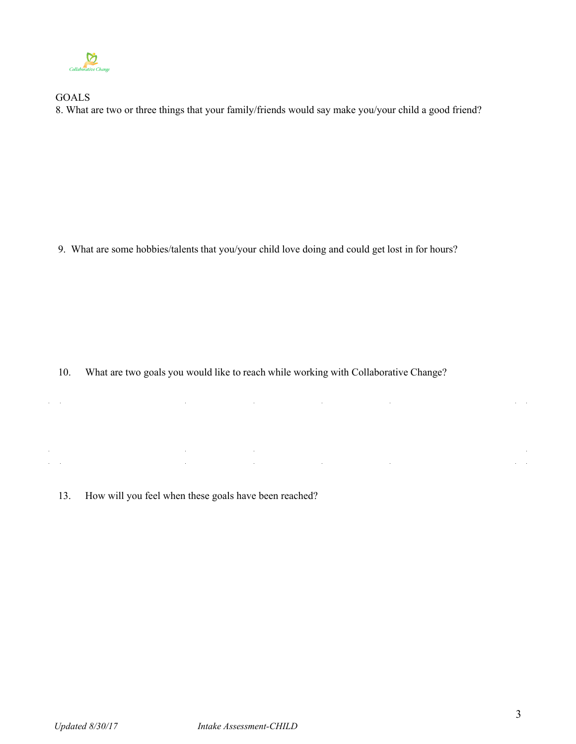Collaborative Change

GOALS

8. What are two or three things that your family/friends would say make you/your child a good friend?

9. What are some hobbies/talents that you/your child love doing and could get lost in for hours?

10. What are two goals you would like to reach while working with Collaborative Change?

13. How will you feel when these goals have been reached?

*Updated 8/30/17* *Intake Assessment-CHILD*